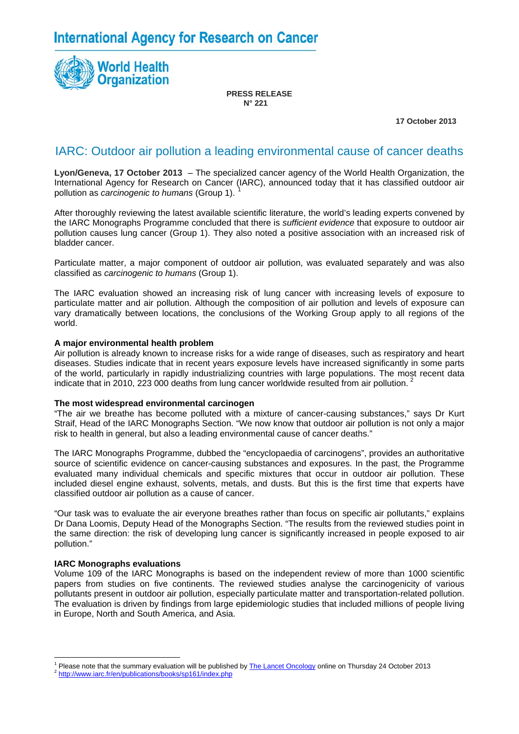# International Agency for Research on Cancer

World Health Organization

**PRESS RELEASE**
**N° 221**

**17 October 2013**

## IARC: Outdoor air pollution a leading environmental cause of cancer deaths

**Lyon/Geneva, 17 October 2013** – The specialized cancer agency of the World Health Organization, the International Agency for Research on Cancer (IARC), announced today that it has classified outdoor air pollution as *carcinogenic to humans* (Group 1). [1]

After thoroughly reviewing the latest available scientific literature, the world's leading experts convened by the IARC Monographs Programme concluded that there is *sufficient evidence* that exposure to outdoor air pollution causes lung cancer (Group 1). They also noted a positive association with an increased risk of bladder cancer.

Particulate matter, a major component of outdoor air pollution, was evaluated separately and was also classified as *carcinogenic to humans* (Group 1).

The IARC evaluation showed an increasing risk of lung cancer with increasing levels of exposure to particulate matter and air pollution. Although the composition of air pollution and levels of exposure can vary dramatically between locations, the conclusions of the Working Group apply to all regions of the world.

**A major environmental health problem**

Air pollution is already known to increase risks for a wide range of diseases, such as respiratory and heart diseases. Studies indicate that in recent years exposure levels have increased significantly in some parts of the world, particularly in rapidly industrializing countries with large populations. The most recent data indicate that in 2010, 223 000 deaths from lung cancer worldwide resulted from air pollution. [2]

**The most widespread environmental carcinogen**

"The air we breathe has become polluted with a mixture of cancer-causing substances," says Dr Kurt Straif, Head of the IARC Monographs Section. "We now know that outdoor air pollution is not only a major risk to health in general, but also a leading environmental cause of cancer deaths."

The IARC Monographs Programme, dubbed the "encyclopaedia of carcinogens", provides an authoritative source of scientific evidence on cancer-causing substances and exposures. In the past, the Programme evaluated many individual chemicals and specific mixtures that occur in outdoor air pollution. These included diesel engine exhaust, solvents, metals, and dusts. But this is the first time that experts have classified outdoor air pollution as a cause of cancer.

"Our task was to evaluate the air everyone breathes rather than focus on specific air pollutants," explains Dr Dana Loomis, Deputy Head of the Monographs Section. "The results from the reviewed studies point in the same direction: the risk of developing lung cancer is significantly increased in people exposed to air pollution."

**IARC Monographs evaluations**

Volume 109 of the IARC Monographs is based on the independent review of more than 1000 scientific papers from studies on five continents. The reviewed studies analyse the carcinogenicity of various pollutants present in outdoor air pollution, especially particulate matter and transportation-related pollution. The evaluation is driven by findings from large epidemiologic studies that included millions of people living in Europe, North and South America, and Asia.

---

[1] Please note that the summary evaluation will be published by The Lancet Oncology online on Thursday 24 October 2013

[2] http://www.iarc.fr/en/publications/books/sp161/index.php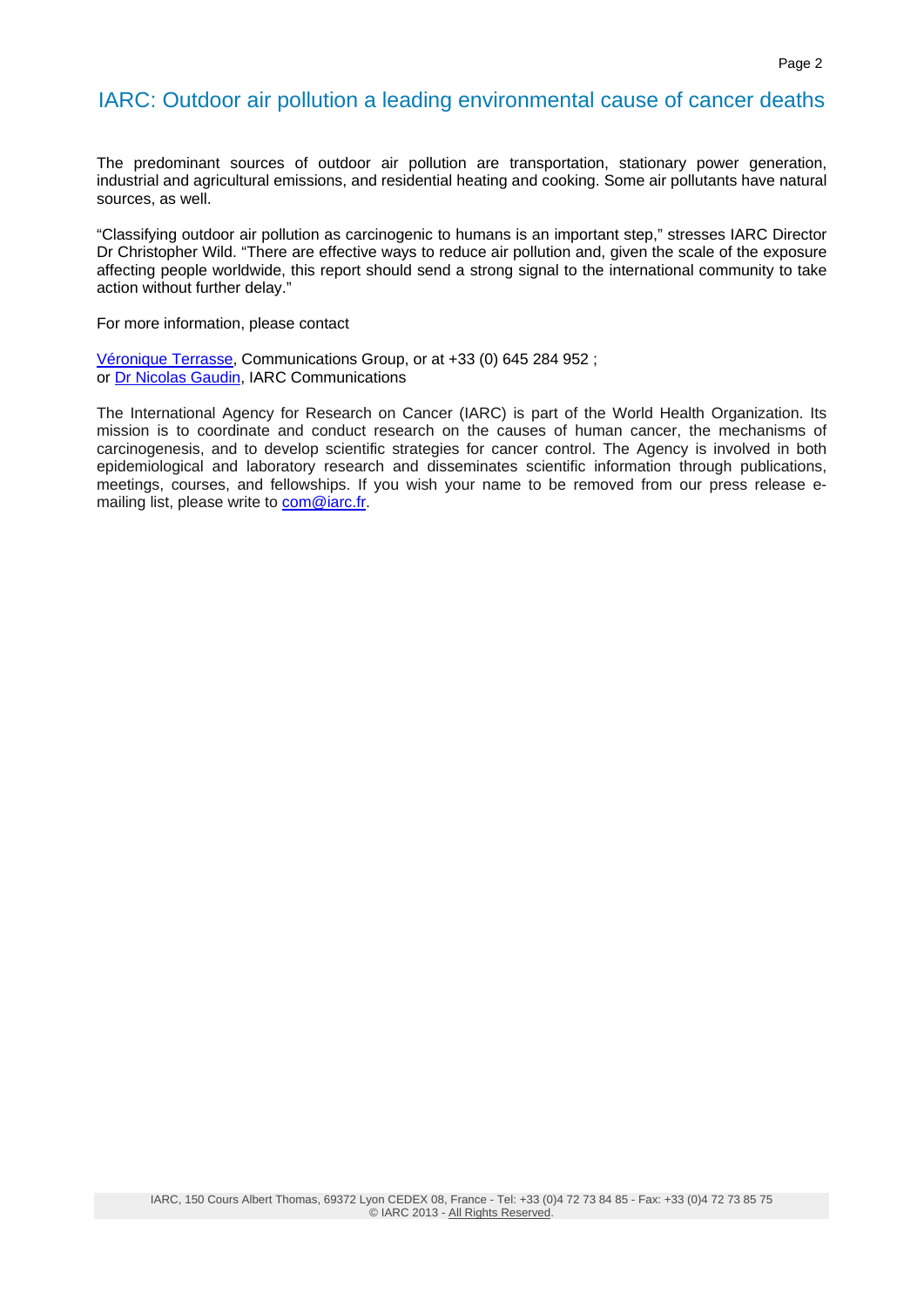The predominant sources of outdoor air pollution are transportation, stationary power generation, industrial and agricultural emissions, and residential heating and cooking. Some air pollutants have natural sources, as well.

“Classifying outdoor air pollution as carcinogenic to humans is an important step,” stresses IARC Director Dr Christopher Wild. “There are effective ways to reduce air pollution and, given the scale of the exposure affecting people worldwide, this report should send a strong signal to the international community to take action without further delay.”

For more information, please contact

Véronique Terrasse, Communications Group, or at +33 (0) 645 284 952 ;
or Dr Nicolas Gaudin, IARC Communications

The International Agency for Research on Cancer (IARC) is part of the World Health Organization. Its mission is to coordinate and conduct research on the causes of human cancer, the mechanisms of carcinogenesis, and to develop scientific strategies for cancer control. The Agency is involved in both epidemiological and laboratory research and disseminates scientific information through publications, meetings, courses, and fellowships. If you wish your name to be removed from our press release e-mailing list, please write to com@iarc.fr.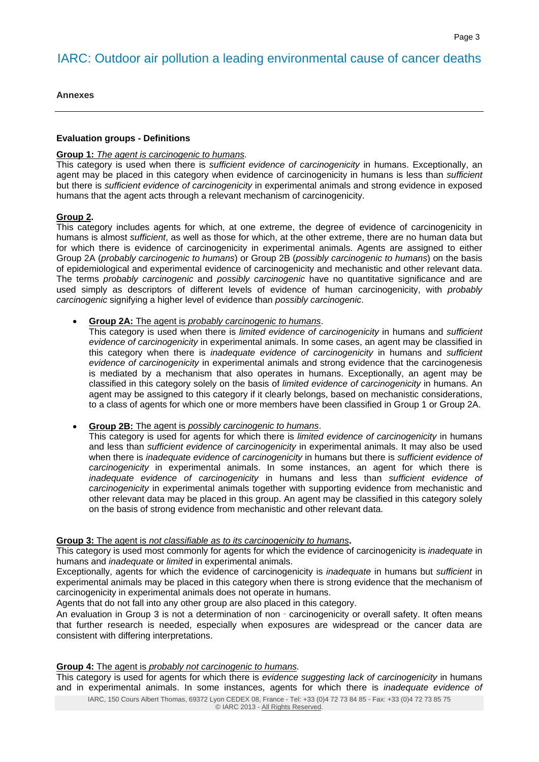# IARC: Outdoor air pollution a leading environmental cause of cancer deaths

**Annexes**

---

**Evaluation groups - Definitions**

**Group 1:** *The agent is carcinogenic to humans.*
This category is used when there is *sufficient evidence of carcinogenicity* in humans. Exceptionally, an agent may be placed in this category when evidence of carcinogenicity in humans is less than *sufficient* but there is *sufficient evidence of carcinogenicity* in experimental animals and strong evidence in exposed humans that the agent acts through a relevant mechanism of carcinogenicity.

**Group 2.**
This category includes agents for which, at one extreme, the degree of evidence of carcinogenicity in humans is almost *sufficient*, as well as those for which, at the other extreme, there are no human data but for which there is evidence of carcinogenicity in experimental animals. Agents are assigned to either Group 2A (*probably carcinogenic to humans*) or Group 2B (*possibly carcinogenic to humans*) on the basis of epidemiological and experimental evidence of carcinogenicity and mechanistic and other relevant data. The terms *probably carcinogenic* and *possibly carcinogenic* have no quantitative significance and are used simply as descriptors of different levels of evidence of human carcinogenicity, with *probably carcinogenic* signifying a higher level of evidence than *possibly carcinogenic*.

- **Group 2A:** The agent is *probably carcinogenic to humans*.
  This category is used when there is *limited evidence of carcinogenicity* in humans and *sufficient evidence of carcinogenicity* in experimental animals. In some cases, an agent may be classified in this category when there is *inadequate evidence of carcinogenicity* in humans and *sufficient evidence of carcinogenicity* in experimental animals and strong evidence that the carcinogenesis is mediated by a mechanism that also operates in humans. Exceptionally, an agent may be classified in this category solely on the basis of *limited evidence of carcinogenicity* in humans. An agent may be assigned to this category if it clearly belongs, based on mechanistic considerations, to a class of agents for which one or more members have been classified in Group 1 or Group 2A.

- **Group 2B:** The agent is *possibly carcinogenic to humans*.
  This category is used for agents for which there is *limited evidence of carcinogenicity* in humans and less than *sufficient evidence of carcinogenicity* in experimental animals. It may also be used when there is *inadequate evidence of carcinogenicity* in humans but there is *sufficient evidence of carcinogenicity* in experimental animals. In some instances, an agent for which there is *inadequate evidence of carcinogenicity* in humans and less than *sufficient evidence of carcinogenicity* in experimental animals together with supporting evidence from mechanistic and other relevant data may be placed in this group. An agent may be classified in this category solely on the basis of strong evidence from mechanistic and other relevant data.

**Group 3:** The agent is *not classifiable as to its carcinogenicity to humans***.**
This category is used most commonly for agents for which the evidence of carcinogenicity is *inadequate* in humans and *inadequate* or *limited* in experimental animals.
Exceptionally, agents for which the evidence of carcinogenicity is *inadequate* in humans but *sufficient* in experimental animals may be placed in this category when there is strong evidence that the mechanism of carcinogenicity in experimental animals does not operate in humans.
Agents that do not fall into any other group are also placed in this category.
An evaluation in Group 3 is not a determination of non‑carcinogenicity or overall safety. It often means that further research is needed, especially when exposures are widespread or the cancer data are consistent with differing interpretations.

**Group 4:** The agent is *probably not carcinogenic to humans.*
This category is used for agents for which there is *evidence suggesting lack of carcinogenicity* in humans and in experimental animals. In some instances, agents for which there is *inadequate evidence of*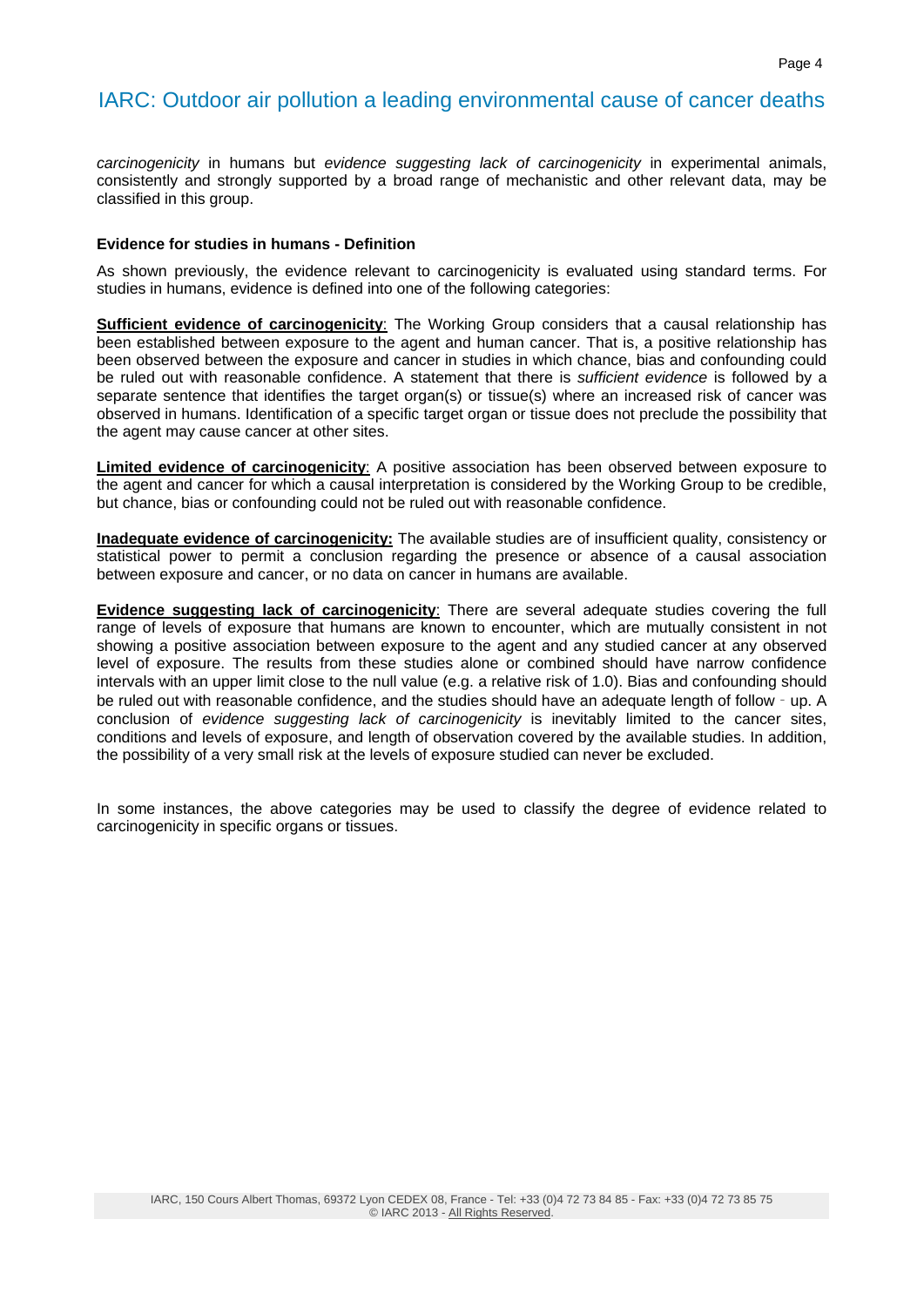*carcinogenicity* in humans but *evidence suggesting lack of carcinogenicity* in experimental animals, consistently and strongly supported by a broad range of mechanistic and other relevant data, may be classified in this group.

**Evidence for studies in humans - Definition**

As shown previously, the evidence relevant to carcinogenicity is evaluated using standard terms. For studies in humans, evidence is defined into one of the following categories:

**Sufficient evidence of carcinogenicity**: The Working Group considers that a causal relationship has been established between exposure to the agent and human cancer. That is, a positive relationship has been observed between the exposure and cancer in studies in which chance, bias and confounding could be ruled out with reasonable confidence. A statement that there is *sufficient evidence* is followed by a separate sentence that identifies the target organ(s) or tissue(s) where an increased risk of cancer was observed in humans. Identification of a specific target organ or tissue does not preclude the possibility that the agent may cause cancer at other sites.

**Limited evidence of carcinogenicity**: A positive association has been observed between exposure to the agent and cancer for which a causal interpretation is considered by the Working Group to be credible, but chance, bias or confounding could not be ruled out with reasonable confidence.

**Inadequate evidence of carcinogenicity:** The available studies are of insufficient quality, consistency or statistical power to permit a conclusion regarding the presence or absence of a causal association between exposure and cancer, or no data on cancer in humans are available.

**Evidence suggesting lack of carcinogenicity**: There are several adequate studies covering the full range of levels of exposure that humans are known to encounter, which are mutually consistent in not showing a positive association between exposure to the agent and any studied cancer at any observed level of exposure. The results from these studies alone or combined should have narrow confidence intervals with an upper limit close to the null value (e.g. a relative risk of 1.0). Bias and confounding should be ruled out with reasonable confidence, and the studies should have an adequate length of follow‑up. A conclusion of *evidence suggesting lack of carcinogenicity* is inevitably limited to the cancer sites, conditions and levels of exposure, and length of observation covered by the available studies. In addition, the possibility of a very small risk at the levels of exposure studied can never be excluded.

In some instances, the above categories may be used to classify the degree of evidence related to carcinogenicity in specific organs or tissues.